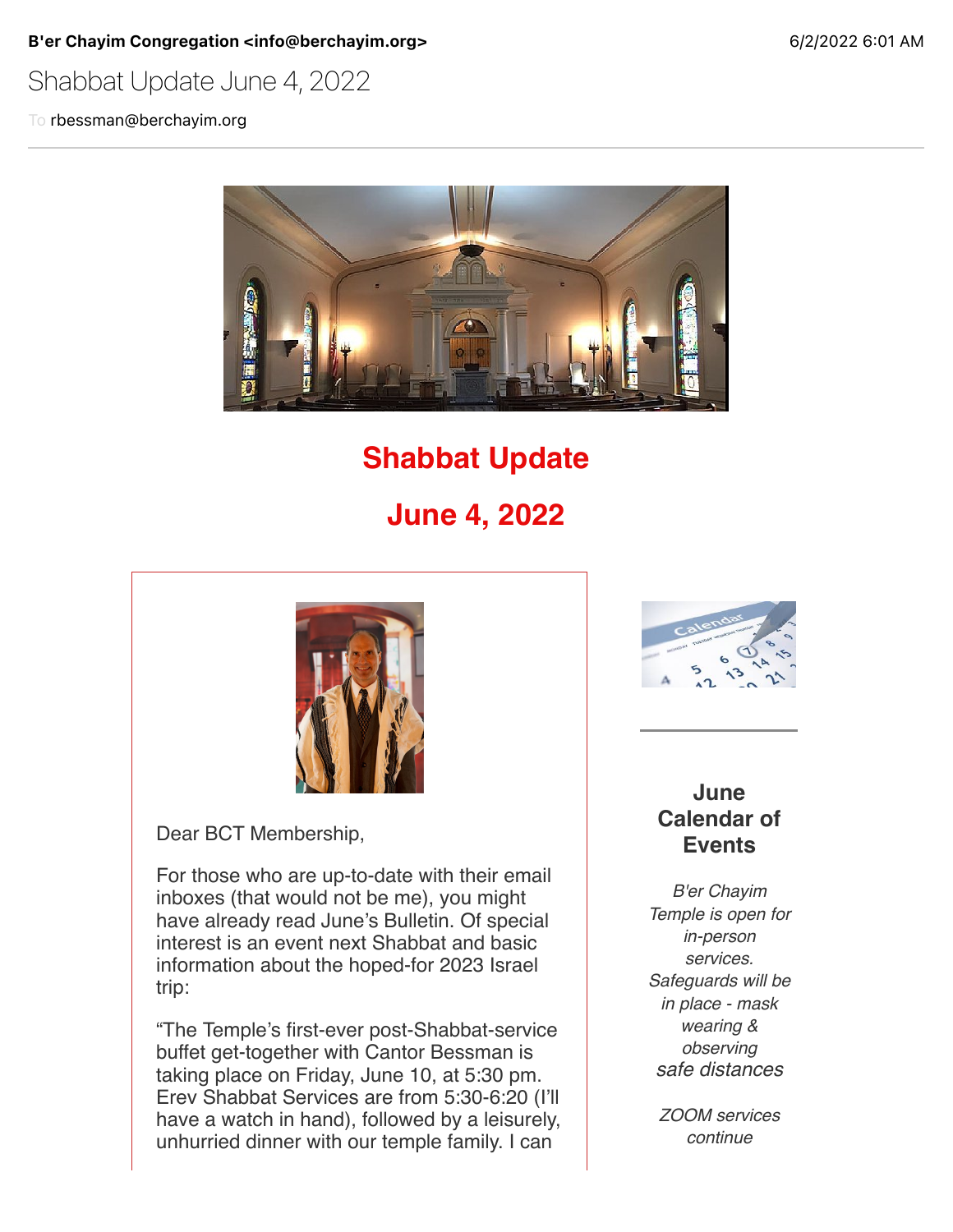**B'er Chayim Congregation <info@berchayim.org>** 6/2/2022 6:01 AM

Shabbat Update June 4, 2022

To rbessman@berchayim.org

# Shabbat Update

# June 4, 2022

Dear BCT Membership,

For those who are up-to-date with their email inboxes (that would not be me), you might have already read June's Bulletin. Of special interest is an event next Shabbat and basic information about the hoped-for 2023 Israel trip:

"The Temple's first-ever post-Shabbat-service buffet get-together with Cantor Bessman is taking place on Friday, June 10, at 5:30 pm. Erev Shabbat Services are from 5:30-6:20 (I'll have a watch in hand), followed by a leisurely, unhurried dinner with our temple family. I can

## June Calendar of Events

*B'er Chayim Temple is open for in-person services. Safeguards will be in place - mask wearing & observing safe distances*

*ZOOM services continue*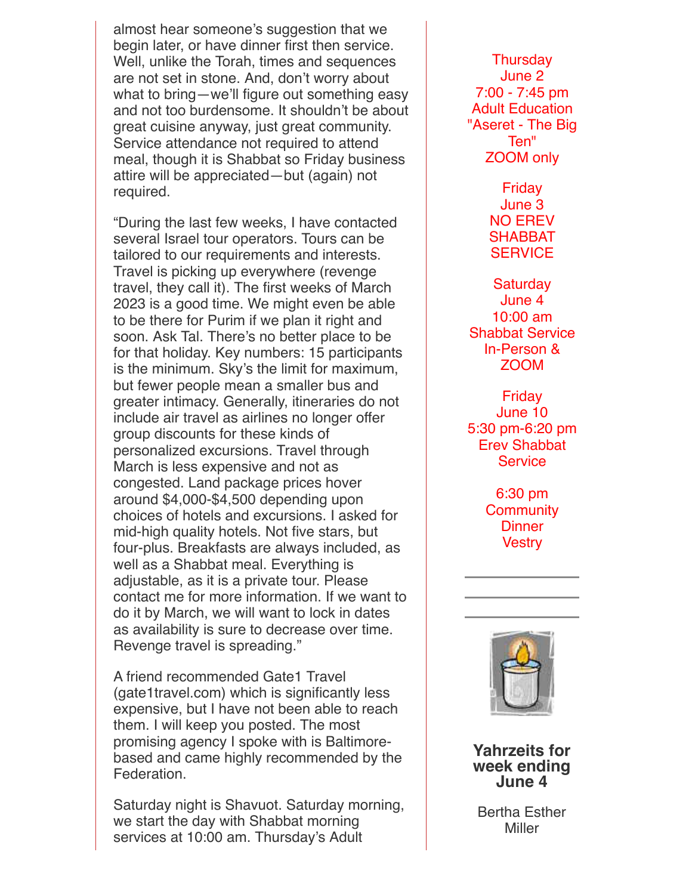almost hear someone's suggestion that we begin later, or have dinner first then service. Well, unlike the Torah, times and sequences are not set in stone. And, don't worry about what to bring—we'll figure out something easy and not too burdensome. It shouldn't be about great cuisine anyway, just great community. Service attendance not required to attend meal, though it is Shabbat so Friday business attire will be appreciated—but (again) not required.

"During the last few weeks, I have contacted several Israel tour operators. Tours can be tailored to our requirements and interests. Travel is picking up everywhere (revenge travel, they call it). The first weeks of March 2023 is a good time. We might even be able to be there for Purim if we plan it right and soon. Ask Tal. There's no better place to be for that holiday. Key numbers: 15 participants is the minimum. Sky's the limit for maximum, but fewer people mean a smaller bus and greater intimacy. Generally, itineraries do not include air travel as airlines no longer offer group discounts for these kinds of personalized excursions. Travel through March is less expensive and not as congested. Land package prices hover around $4,000-$4,500 depending upon choices of hotels and excursions. I asked for mid-high quality hotels. Not five stars, but four-plus. Breakfasts are always included, as well as a Shabbat meal. Everything is adjustable, as it is a private tour. Please contact me for more information. If we want to do it by March, we will want to lock in dates as availability is sure to decrease over time. Revenge travel is spreading."

A friend recommended Gate1 Travel (gate1travel.com) which is significantly less expensive, but I have not been able to reach them. I will keep you posted. The most promising agency I spoke with is Baltimore-based and came highly recommended by the Federation.

Saturday night is Shavuot. Saturday morning, we start the day with Shabbat morning services at 10:00 am. Thursday's Adult

Thursday
June 2
7:00 - 7:45 pm
Adult Education
"Aseret - The Big Ten"
ZOOM only

Friday
June 3
NO EREV SHABBAT SERVICE

Saturday
June 4
10:00 am
Shabbat Service
In-Person & ZOOM

Friday
June 10
5:30 pm-6:20 pm
Erev Shabbat Service

6:30 pm
Community Dinner
Vestry

**Yahrzeits for week ending June 4**

Bertha Esther Miller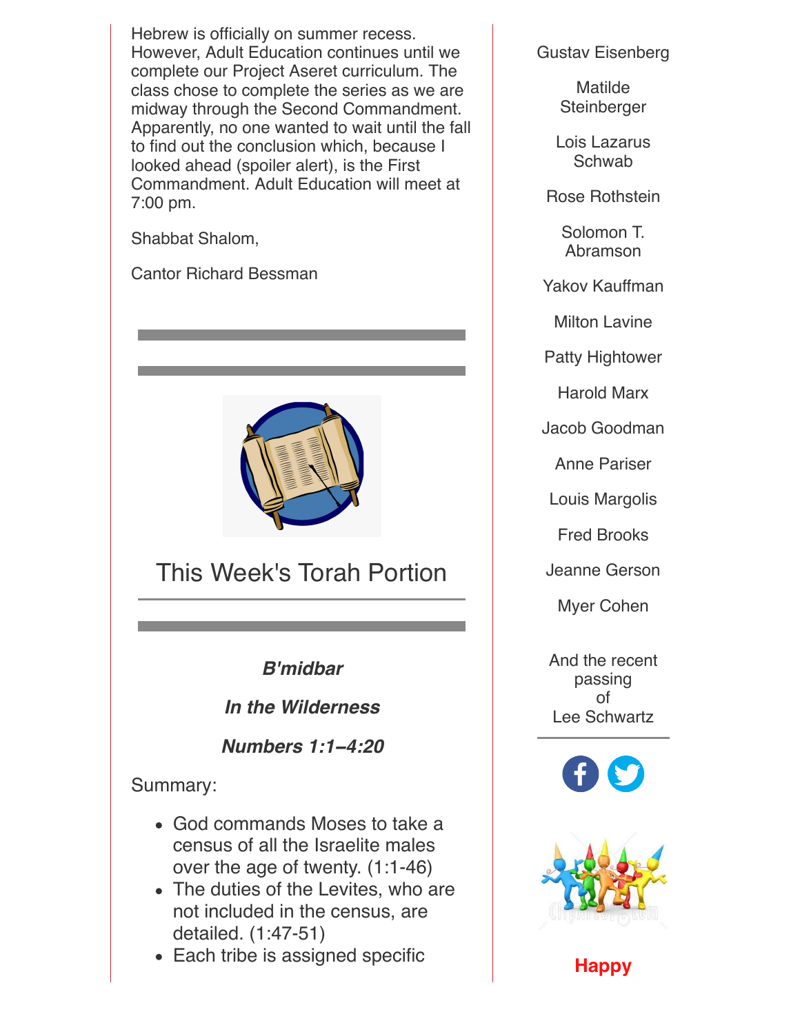Hebrew is officially on summer recess. However, Adult Education continues until we complete our Project Aseret curriculum. The class chose to complete the series as we are midway through the Second Commandment. Apparently, no one wanted to wait until the fall to find out the conclusion which, because I looked ahead (spoiler alert), is the First Commandment. Adult Education will meet at 7:00 pm.

Shabbat Shalom,

Cantor Richard Bessman

## This Week's Torah Portion

***B'midbar***

***In the Wilderness***

***Numbers 1:1–4:20***

Summary:

- God commands Moses to take a census of all the Israelite males over the age of twenty. (1:1-46)
- The duties of the Levites, who are not included in the census, are detailed. (1:47-51)
- Each tribe is assigned specific

Gustav Eisenberg

Matilde Steinberger

Lois Lazarus Schwab

Rose Rothstein

Solomon T. Abramson

Yakov Kauffman

Milton Lavine

Patty Hightower

Harold Marx

Jacob Goodman

Anne Pariser

Louis Margolis

Fred Brooks

Jeanne Gerson

Myer Cohen

And the recent passing of Lee Schwartz

**Happy**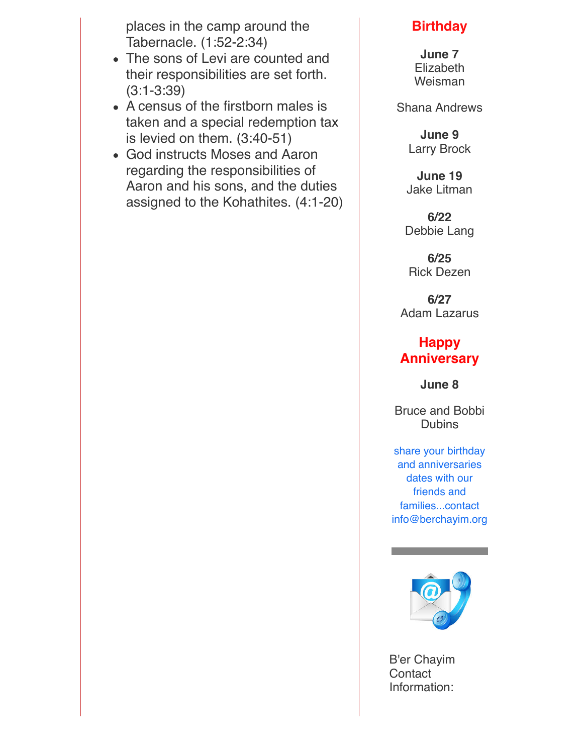places in the camp around the Tabernacle. (1:52-2:34)

- The sons of Levi are counted and their responsibilities are set forth. (3:1-3:39)
- A census of the firstborn males is taken and a special redemption tax is levied on them. (3:40-51)
- God instructs Moses and Aaron regarding the responsibilities of Aaron and his sons, and the duties assigned to the Kohathites. (4:1-20)

## Birthday

**June 7**
Elizabeth Weisman

Shana Andrews

**June 9**
Larry Brock

**June 19**
Jake Litman

**6/22**
Debbie Lang

**6/25**
Rick Dezen

**6/27**
Adam Lazarus

## Happy Anniversary

**June 8**

Bruce and Bobbi Dubins

share your birthday and anniversaries dates with our friends and families...contact info@berchayim.org

B'er Chayim Contact Information: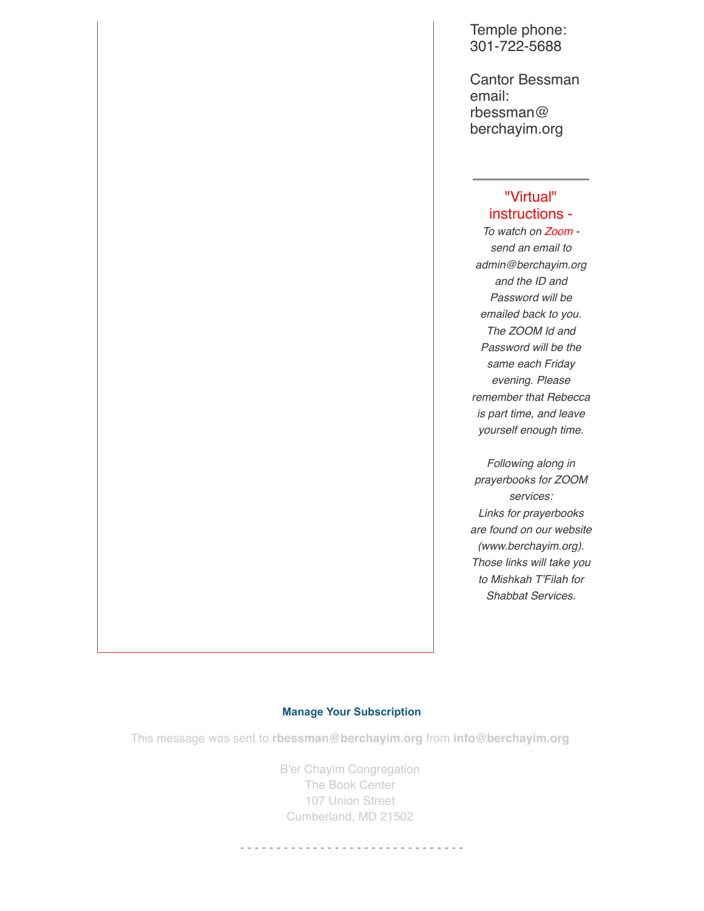Temple phone:
301-722-5688

Cantor Bessman email:
rbessman@berchayim.org

---

"Virtual" instructions -

*To watch on Zoom - send an email to admin@berchayim.org and the ID and Password will be emailed back to you. The ZOOM Id and Password will be the same each Friday evening. Please remember that Rebecca is part time, and leave yourself enough time.*

*Following along in prayerbooks for ZOOM services:*
*Links for prayerbooks are found on our website (www.berchayim.org). Those links will take you to Mishkah T'Filah for Shabbat Services.*

**Manage Your Subscription**

This message was sent to **rbessman@berchayim.org** from **info@berchayim.org**

B'er Chayim Congregation
The Book Center
107 Union Street
Cumberland, MD 21502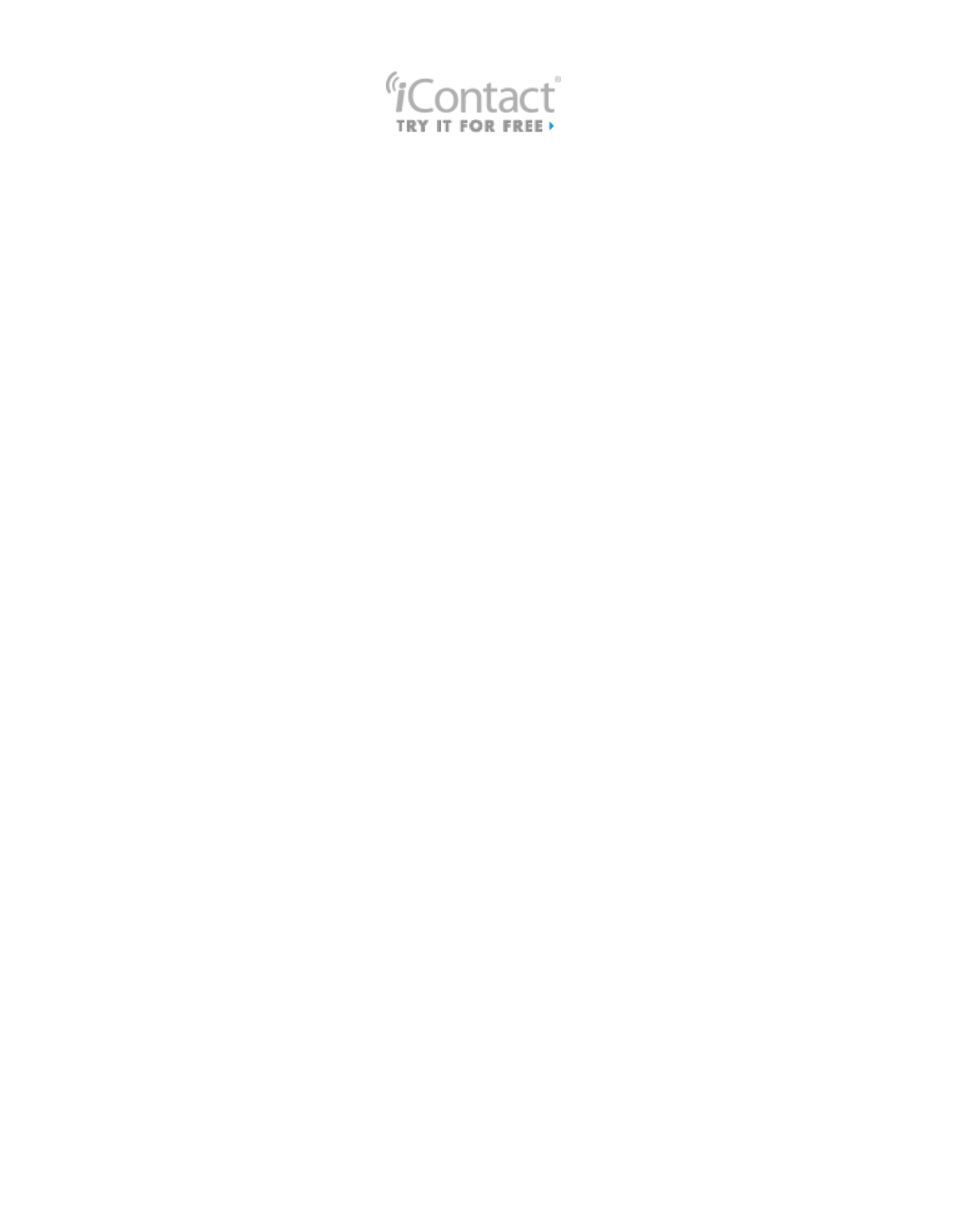iContact®

TRY IT FOR FREE ›